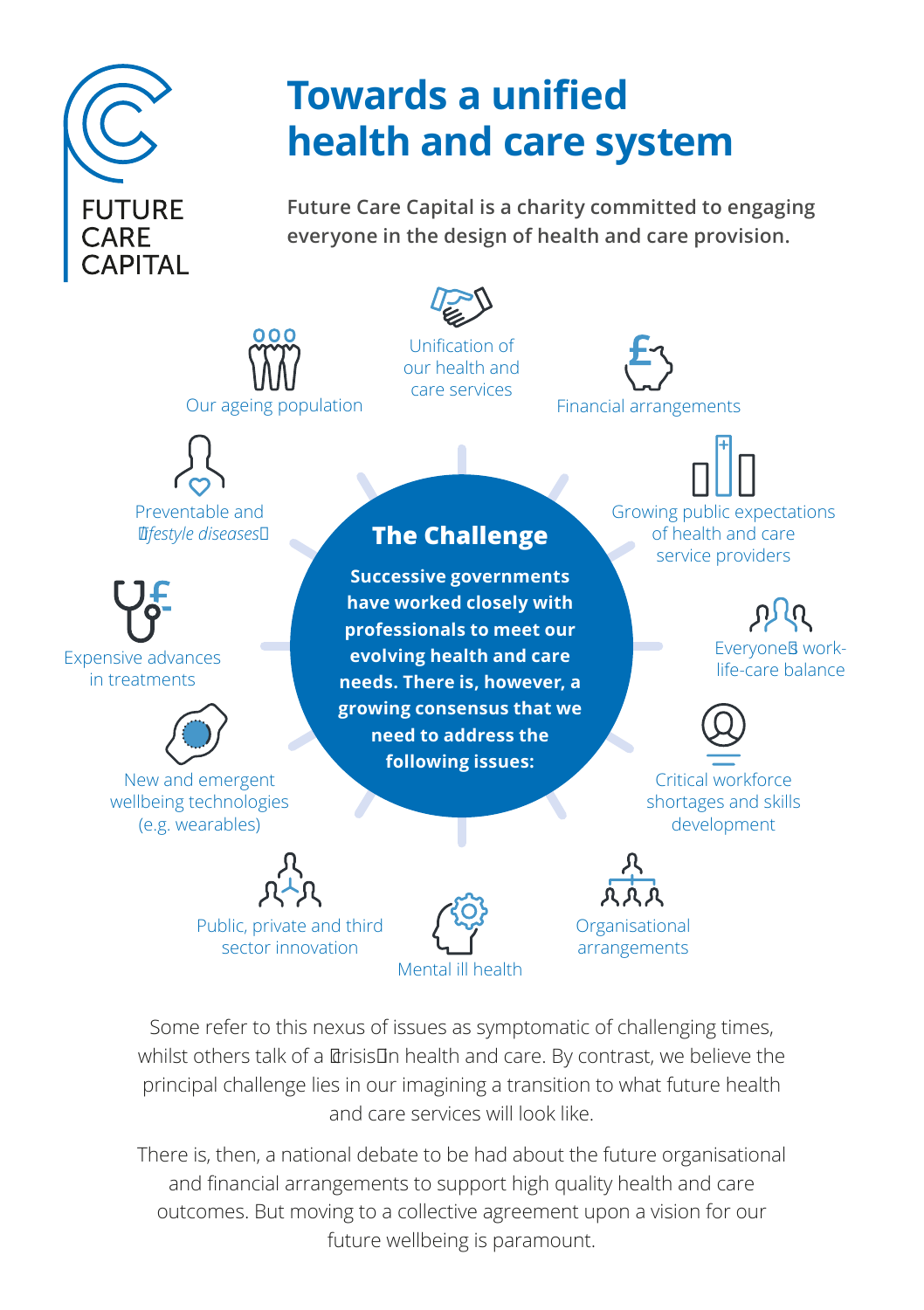FUTURE CARE CAPITAL

# Towards a unified health and care system

**Future Care Capital is a charity committed to engaging everyone in the design of health and care provision.**

## The Challenge

**Successive governments have worked closely with professionals to meet our evolving health and care needs. There is, however, a growing consensus that we need to address the following issues:**

- Unification of our health and care services
- Financial arrangements
- Growing public expectations of health and care service providers
- Everyone's work-life-care balance
- Critical workforce shortages and skills development
- Organisational arrangements
- Mental ill health
- Public, private and third sector innovation
- New and emergent wellbeing technologies (e.g. wearables)
- Expensive advances in treatments
- Preventable and 'lifestyle diseases'
- Our ageing population

Some refer to this nexus of issues as symptomatic of challenging times, whilst others talk of a 'crisis' in health and care. By contrast, we believe the principal challenge lies in our imagining a transition to what future health and care services will look like.

There is, then, a national debate to be had about the future organisational and financial arrangements to support high quality health and care outcomes. But moving to a collective agreement upon a vision for our future wellbeing is paramount.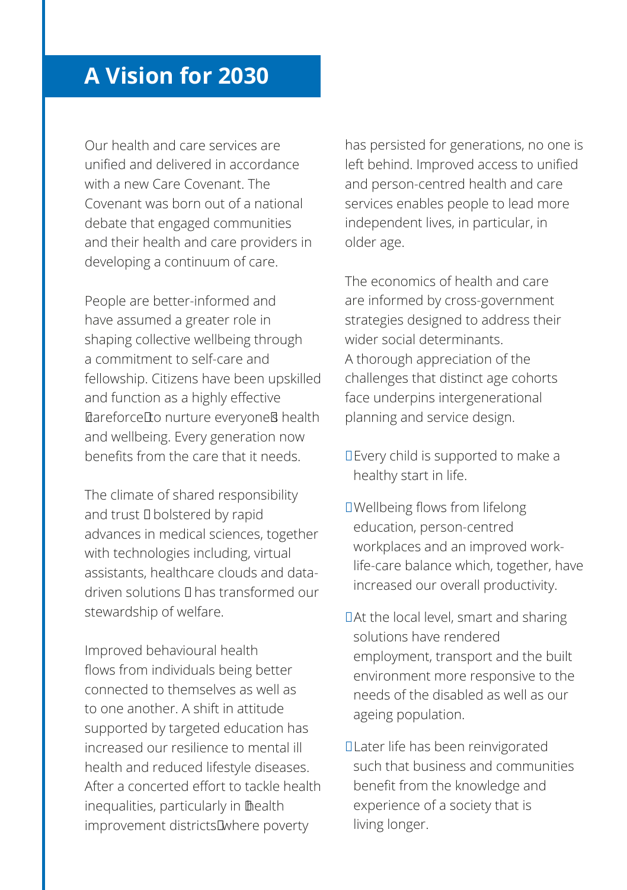# A Vision for 2030

Our health and care services are unified and delivered in accordance with a new Care Covenant. The Covenant was born out of a national debate that engaged communities and their health and care providers in developing a continuum of care.

People are better-informed and have assumed a greater role in shaping collective wellbeing through a commitment to self-care and fellowship. Citizens have been upskilled and function as a highly effective 'careforce' to nurture everyone's health and wellbeing. Every generation now benefits from the care that it needs.

The climate of shared responsibility and trust – bolstered by rapid advances in medical sciences, together with technologies including, virtual assistants, healthcare clouds and data-driven solutions – has transformed our stewardship of welfare.

Improved behavioural health flows from individuals being better connected to themselves as well as to one another. A shift in attitude supported by targeted education has increased our resilience to mental ill health and reduced lifestyle diseases. After a concerted effort to tackle health inequalities, particularly in 'health improvement districts' where poverty has persisted for generations, no one is left behind. Improved access to unified and person-centred health and care services enables people to lead more independent lives, in particular, in older age.

The economics of health and care are informed by cross-government strategies designed to address their wider social determinants. A thorough appreciation of the challenges that distinct age cohorts face underpins intergenerational planning and service design.

- Every child is supported to make a healthy start in life.
- Wellbeing flows from lifelong education, person-centred workplaces and an improved work-life-care balance which, together, have increased our overall productivity.
- At the local level, smart and sharing solutions have rendered employment, transport and the built environment more responsive to the needs of the disabled as well as our ageing population.
- Later life has been reinvigorated such that business and communities benefit from the knowledge and experience of a society that is living longer.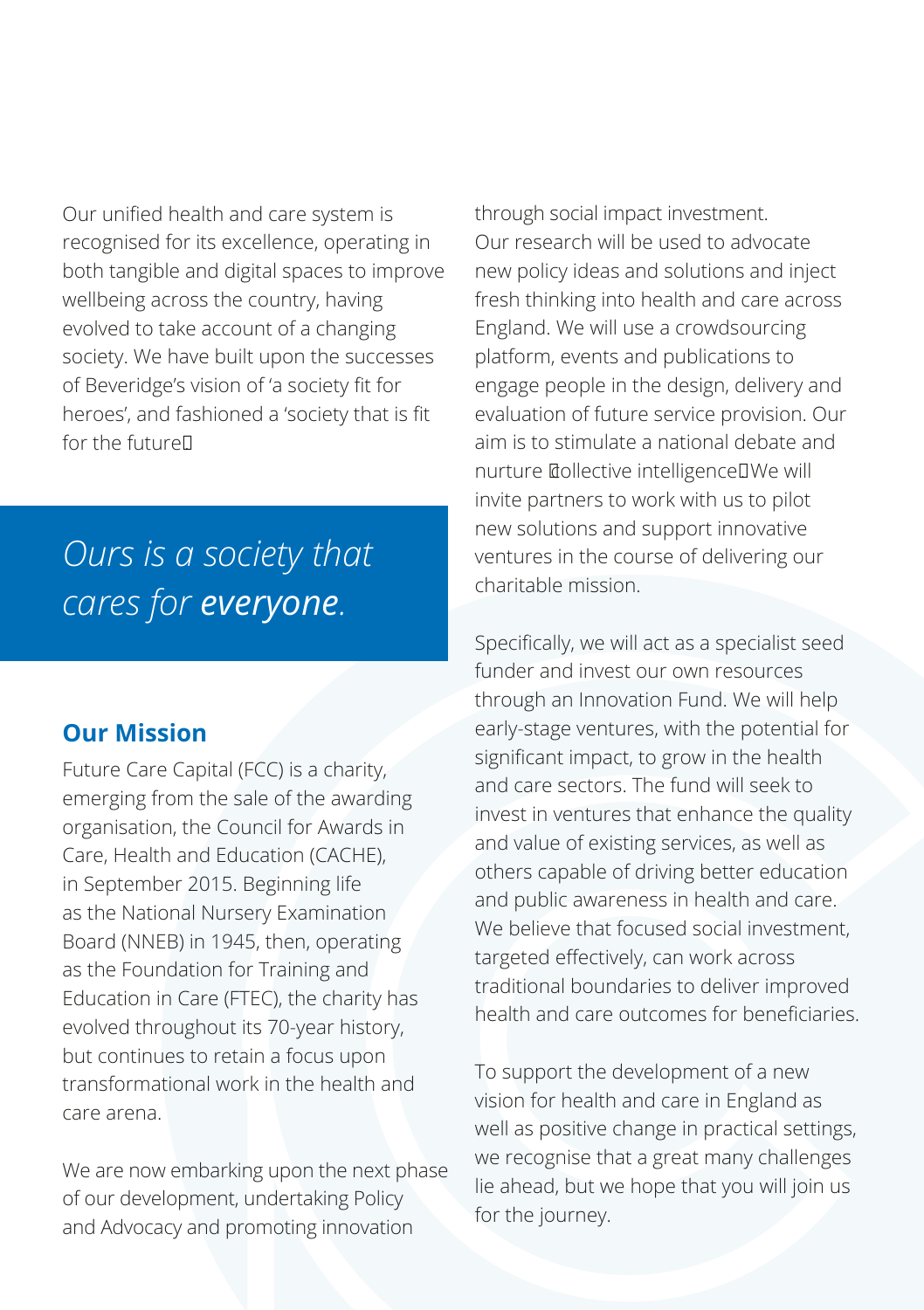Our unified health and care system is recognised for its excellence, operating in both tangible and digital spaces to improve wellbeing across the country, having evolved to take account of a changing society. We have built upon the successes of Beveridge's vision of 'a society fit for heroes', and fashioned a 'society that is fit for the future'.

*Ours is a society that cares for **everyone**.*

## Our Mission

Future Care Capital (FCC) is a charity, emerging from the sale of the awarding organisation, the Council for Awards in Care, Health and Education (CACHE), in September 2015. Beginning life as the National Nursery Examination Board (NNEB) in 1945, then, operating as the Foundation for Training and Education in Care (FTEC), the charity has evolved throughout its 70-year history, but continues to retain a focus upon transformational work in the health and care arena.

We are now embarking upon the next phase of our development, undertaking Policy and Advocacy and promoting innovation through social impact investment. Our research will be used to advocate new policy ideas and solutions and inject fresh thinking into health and care across England. We will use a crowdsourcing platform, events and publications to engage people in the design, delivery and evaluation of future service provision. Our aim is to stimulate a national debate and nurture 'collective intelligence'. We will invite partners to work with us to pilot new solutions and support innovative ventures in the course of delivering our charitable mission.

Specifically, we will act as a specialist seed funder and invest our own resources through an Innovation Fund. We will help early-stage ventures, with the potential for significant impact, to grow in the health and care sectors. The fund will seek to invest in ventures that enhance the quality and value of existing services, as well as others capable of driving better education and public awareness in health and care. We believe that focused social investment, targeted effectively, can work across traditional boundaries to deliver improved health and care outcomes for beneficiaries.

To support the development of a new vision for health and care in England as well as positive change in practical settings, we recognise that a great many challenges lie ahead, but we hope that you will join us for the journey.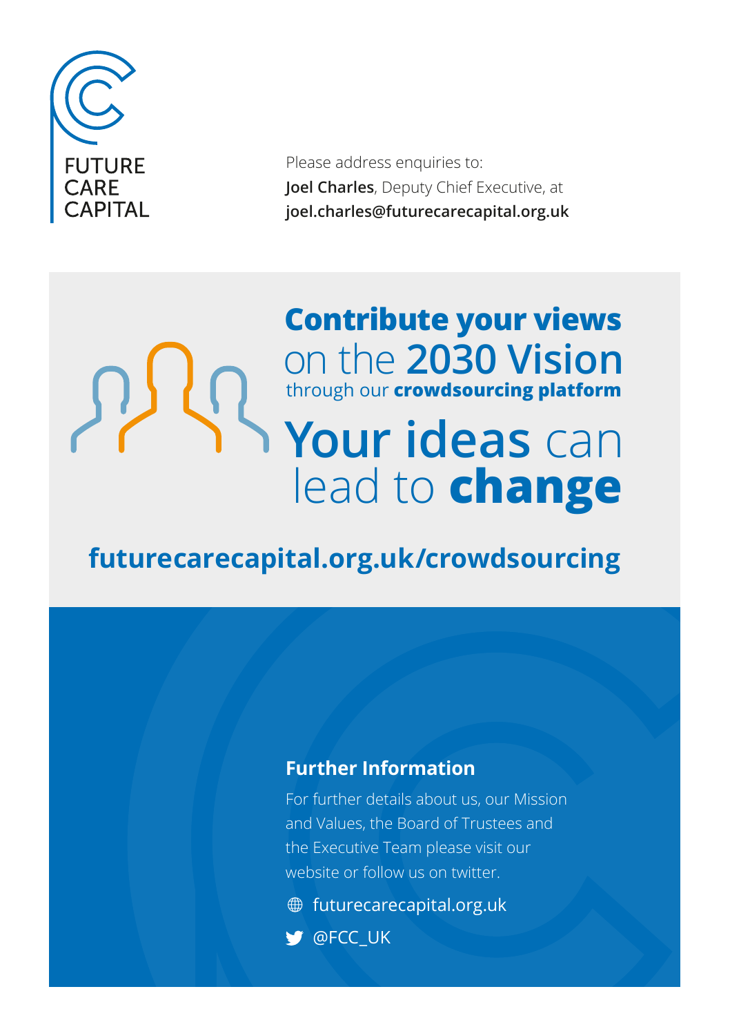FUTURE CARE CAPITAL

Please address enquiries to:
**Joel Charles**, Deputy Chief Executive, at
**joel.charles@futurecarecapital.org.uk**

**Contribute your views**
on the **2030 Vision**
through our **crowdsourcing platform**

**Your ideas** can lead to **change**

**futurecarecapital.org.uk/crowdsourcing**

## Further Information

For further details about us, our Mission and Values, the Board of Trustees and the Executive Team please visit our website or follow us on twitter.

futurecarecapital.org.uk

@FCC_UK